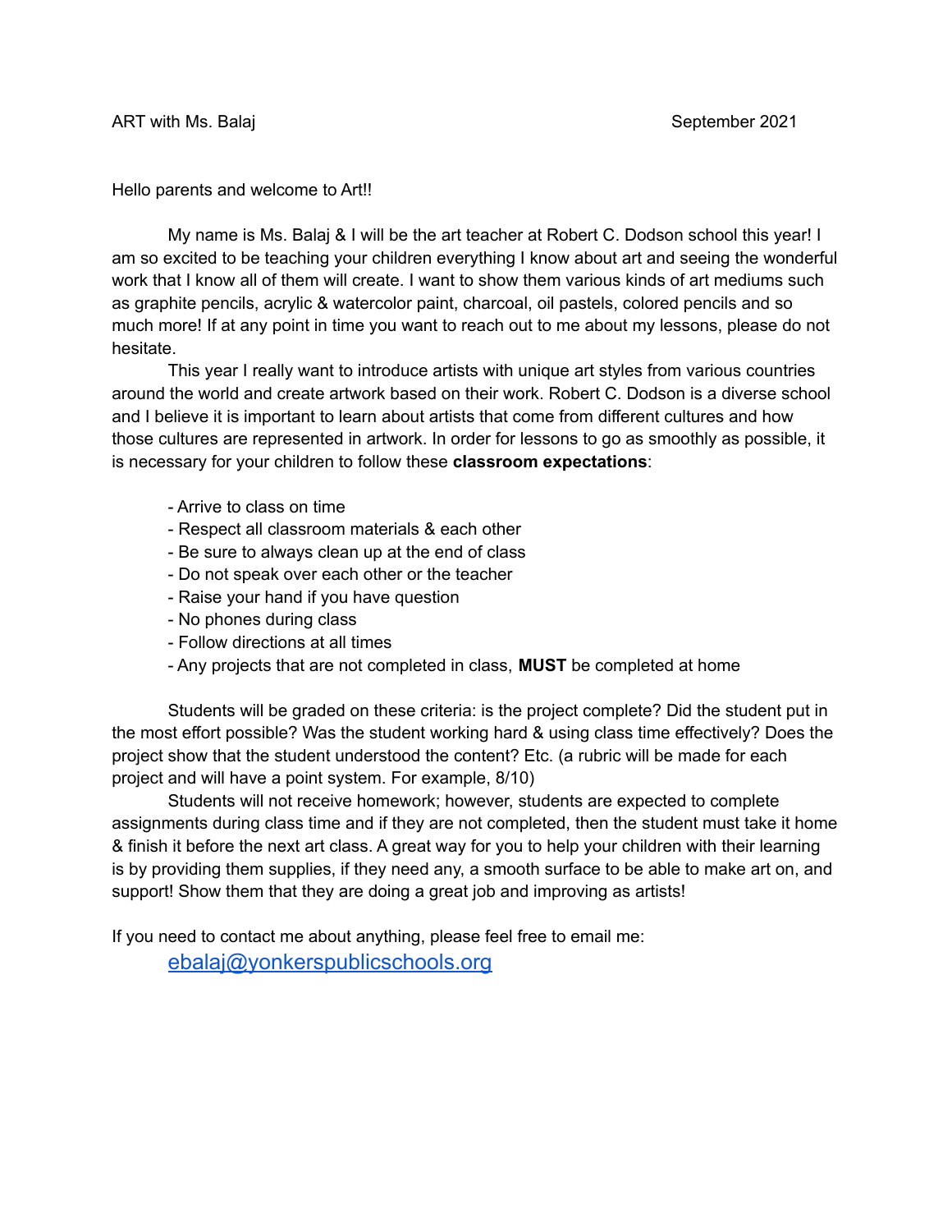ART with Ms. Balaj September 2021

Hello parents and welcome to Art!!

My name is Ms. Balaj & I will be the art teacher at Robert C. Dodson school this year! I am so excited to be teaching your children everything I know about art and seeing the wonderful work that I know all of them will create. I want to show them various kinds of art mediums such as graphite pencils, acrylic & watercolor paint, charcoal, oil pastels, colored pencils and so much more! If at any point in time you want to reach out to me about my lessons, please do not hesitate.

This year I really want to introduce artists with unique art styles from various countries around the world and create artwork based on their work. Robert C. Dodson is a diverse school and I believe it is important to learn about artists that come from different cultures and how those cultures are represented in artwork. In order for lessons to go as smoothly as possible, it is necessary for your children to follow these **classroom expectations**:

- Arrive to class on time
- Respect all classroom materials & each other
- Be sure to always clean up at the end of class
- Do not speak over each other or the teacher
- Raise your hand if you have question
- No phones during class
- Follow directions at all times
- Any projects that are not completed in class, **MUST** be completed at home

Students will be graded on these criteria: is the project complete? Did the student put in the most effort possible? Was the student working hard & using class time effectively? Does the project show that the student understood the content? Etc. (a rubric will be made for each project and will have a point system. For example, 8/10)

Students will not receive homework; however, students are expected to complete assignments during class time and if they are not completed, then the student must take it home & finish it before the next art class. A great way for you to help your children with their learning is by providing them supplies, if they need any, a smooth surface to be able to make art on, and support! Show them that they are doing a great job and improving as artists!

If you need to contact me about anything, please feel free to email me:

[ebalaj@yonkerspublicschools.org](mailto:ebalaj@yonkerspublicschools.org)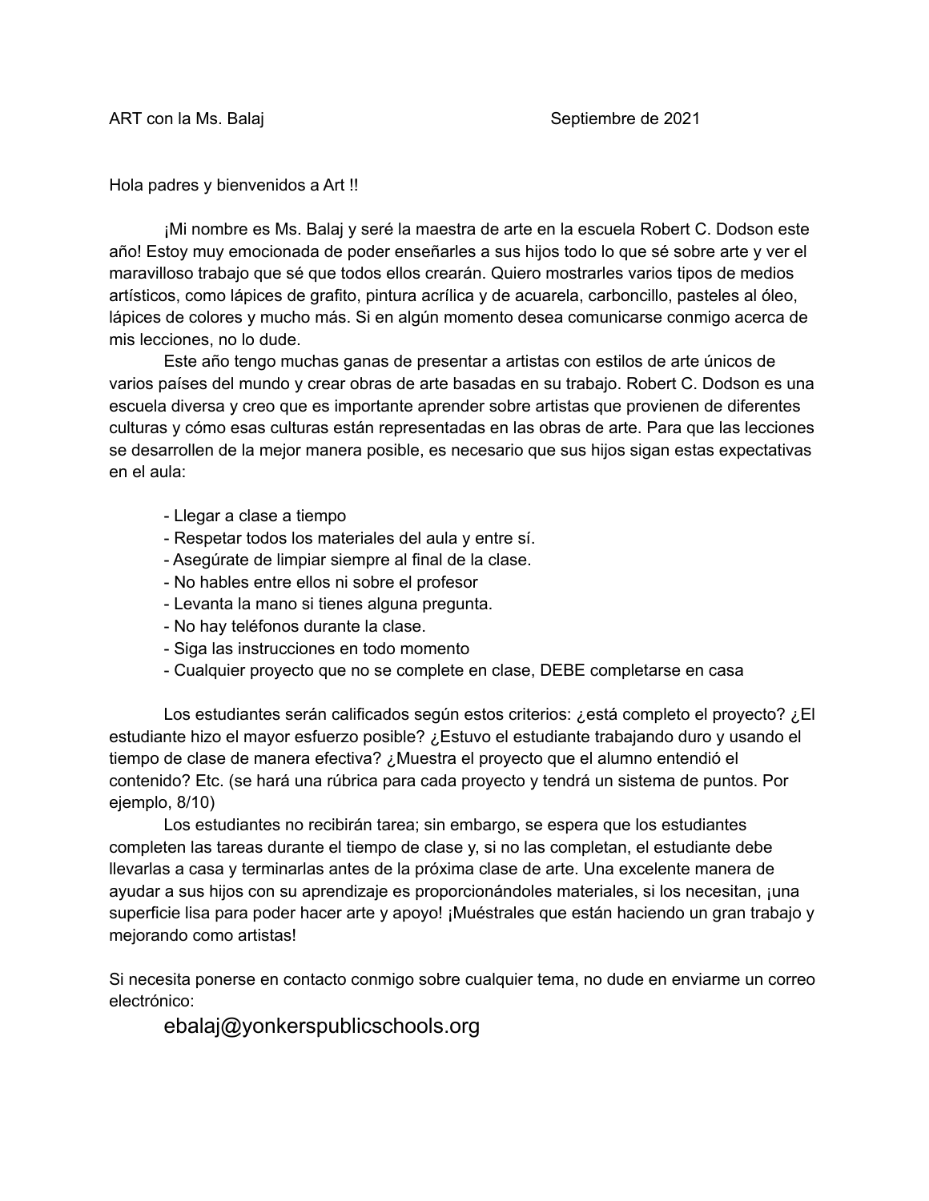ART con la Ms. Balaj                                                    Septiembre de 2021

Hola padres y bienvenidos a Art !!

¡Mi nombre es Ms. Balaj y seré la maestra de arte en la escuela Robert C. Dodson este año! Estoy muy emocionada de poder enseñarles a sus hijos todo lo que sé sobre arte y ver el maravilloso trabajo que sé que todos ellos crearán. Quiero mostrarles varios tipos de medios artísticos, como lápices de grafito, pintura acrílica y de acuarela, carboncillo, pasteles al óleo, lápices de colores y mucho más. Si en algún momento desea comunicarse conmigo acerca de mis lecciones, no lo dude.

Este año tengo muchas ganas de presentar a artistas con estilos de arte únicos de varios países del mundo y crear obras de arte basadas en su trabajo. Robert C. Dodson es una escuela diversa y creo que es importante aprender sobre artistas que provienen de diferentes culturas y cómo esas culturas están representadas en las obras de arte. Para que las lecciones se desarrollen de la mejor manera posible, es necesario que sus hijos sigan estas expectativas en el aula:

- Llegar a clase a tiempo
- Respetar todos los materiales del aula y entre sí.
- Asegúrate de limpiar siempre al final de la clase.
- No hables entre ellos ni sobre el profesor
- Levanta la mano si tienes alguna pregunta.
- No hay teléfonos durante la clase.
- Siga las instrucciones en todo momento
- Cualquier proyecto que no se complete en clase, DEBE completarse en casa

Los estudiantes serán calificados según estos criterios: ¿está completo el proyecto? ¿El estudiante hizo el mayor esfuerzo posible? ¿Estuvo el estudiante trabajando duro y usando el tiempo de clase de manera efectiva? ¿Muestra el proyecto que el alumno entendió el contenido? Etc. (se hará una rúbrica para cada proyecto y tendrá un sistema de puntos. Por ejemplo, 8/10)

Los estudiantes no recibirán tarea; sin embargo, se espera que los estudiantes completen las tareas durante el tiempo de clase y, si no las completan, el estudiante debe llevarlas a casa y terminarlas antes de la próxima clase de arte. Una excelente manera de ayudar a sus hijos con su aprendizaje es proporcionándoles materiales, si los necesitan, ¡una superficie lisa para poder hacer arte y apoyo! ¡Muéstrales que están haciendo un gran trabajo y mejorando como artistas!

Si necesita ponerse en contacto conmigo sobre cualquier tema, no dude en enviarme un correo electrónico:

ebalaj@yonkerspublicschools.org